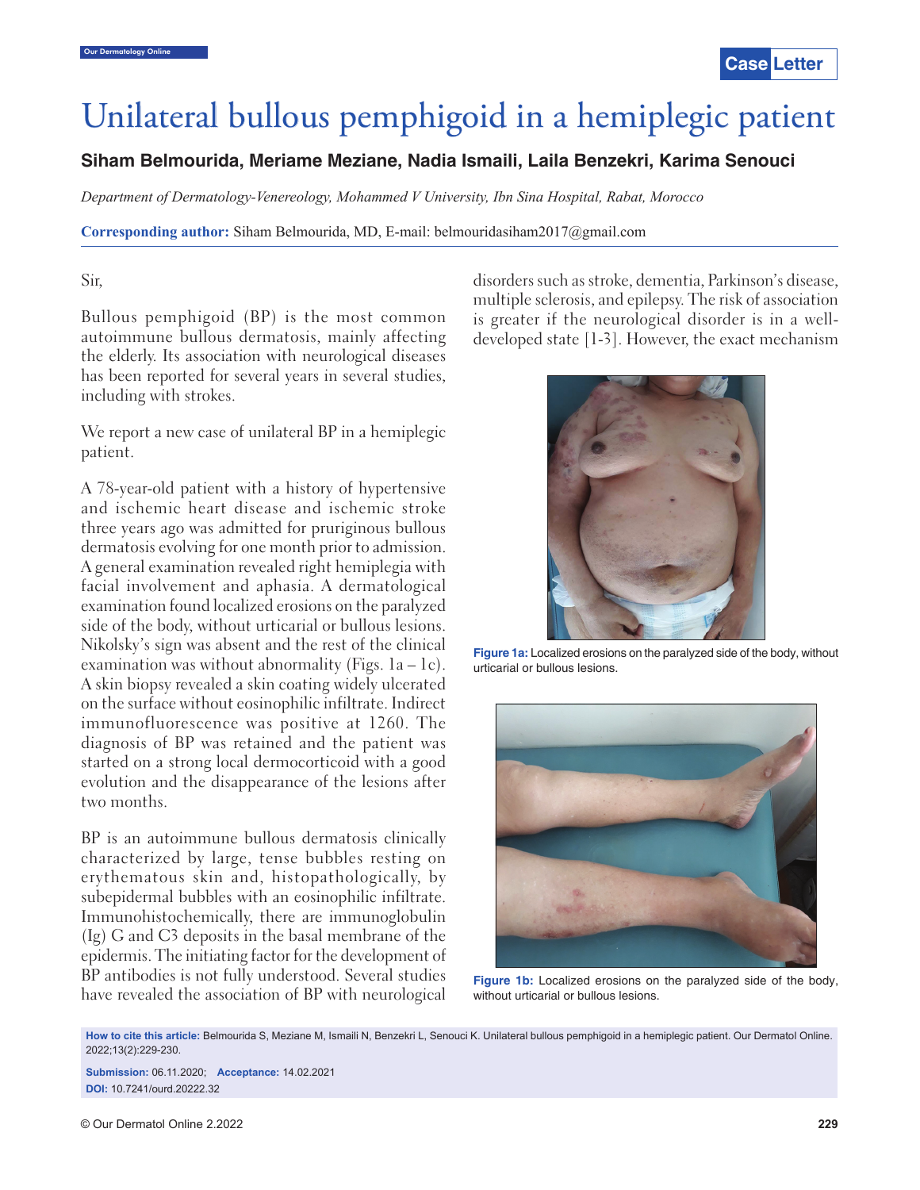# Unilateral bullous pemphigoid in a hemiplegic patient

**Siham Belmourida, Meriame Meziane, Nadia Ismaili, Laila Benzekri, Karima Senouci**

*Department of Dermatology-Venereology, Mohammed V University, Ibn Sina Hospital, Rabat, Morocco*

**Corresponding author:** Siham Belmourida, MD, E-mail: belmouridasiham2017@gmail.com

Sir,

Bullous pemphigoid (BP) is the most common autoimmune bullous dermatosis, mainly affecting the elderly. Its association with neurological diseases has been reported for several years in several studies, including with strokes.

We report a new case of unilateral BP in a hemiplegic patient.

A 78-year-old patient with a history of hypertensive and ischemic heart disease and ischemic stroke three years ago was admitted for pruriginous bullous dermatosis evolving for one month prior to admission. A general examination revealed right hemiplegia with facial involvement and aphasia. A dermatological examination found localized erosions on the paralyzed side of the body, without urticarial or bullous lesions. Nikolsky's sign was absent and the rest of the clinical examination was without abnormality (Figs. 1a – 1c). A skin biopsy revealed a skin coating widely ulcerated on the surface without eosinophilic infiltrate. Indirect immunofluorescence was positive at 1260. The diagnosis of BP was retained and the patient was started on a strong local dermocorticoid with a good evolution and the disappearance of the lesions after two months.

BP is an autoimmune bullous dermatosis clinically characterized by large, tense bubbles resting on erythematous skin and, histopathologically, by subepidermal bubbles with an eosinophilic infiltrate. Immunohistochemically, there are immunoglobulin (Ig) G and C3 deposits in the basal membrane of the epidermis. The initiating factor for the development of BP antibodies is not fully understood. Several studies have revealed the association of BP with neurological disorders such as stroke, dementia, Parkinson's disease, multiple sclerosis, and epilepsy. The risk of association is greater if the neurological disorder is in a well-developed state [1-3]. However, the exact mechanism

**Figure 1a:** Localized erosions on the paralyzed side of the body, without urticarial or bullous lesions.

**Figure 1b:** Localized erosions on the paralyzed side of the body, without urticarial or bullous lesions.

**How to cite this article:** Belmourida S, Meziane M, Ismaili N, Benzekri L, Senouci K. Unilateral bullous pemphigoid in a hemiplegic patient. Our Dermatol Online. 2022;13(2):229-230.

**Submission:** 06.11.2020; **Acceptance:** 14.02.2021

**DOI:** 10.7241/ourd.20222.32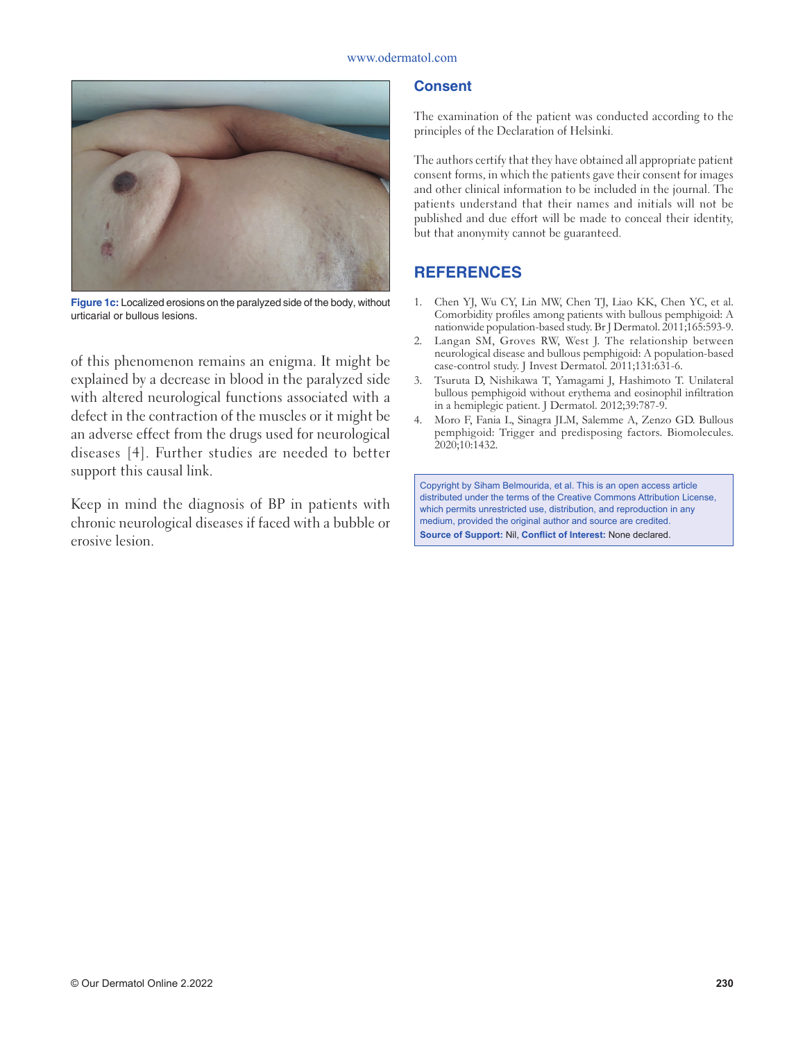Figure 1c: Localized erosions on the paralyzed side of the body, without urticarial or bullous lesions.

of this phenomenon remains an enigma. It might be explained by a decrease in blood in the paralyzed side with altered neurological functions associated with a defect in the contraction of the muscles or it might be an adverse effect from the drugs used for neurological diseases [4]. Further studies are needed to better support this causal link.

Keep in mind the diagnosis of BP in patients with chronic neurological diseases if faced with a bubble or erosive lesion.

## Consent

The examination of the patient was conducted according to the principles of the Declaration of Helsinki.

The authors certify that they have obtained all appropriate patient consent forms, in which the patients gave their consent for images and other clinical information to be included in the journal. The patients understand that their names and initials will not be published and due effort will be made to conceal their identity, but that anonymity cannot be guaranteed.

## REFERENCES

1. Chen YJ, Wu CY, Lin MW, Chen TJ, Liao KK, Chen YC, et al. Comorbidity profiles among patients with bullous pemphigoid: A nationwide population-based study. Br J Dermatol. 2011;165:593-9.
2. Langan SM, Groves RW, West J. The relationship between neurological disease and bullous pemphigoid: A population-based case-control study. J Invest Dermatol. 2011;131:631-6.
3. Tsuruta D, Nishikawa T, Yamagami J, Hashimoto T. Unilateral bullous pemphigoid without erythema and eosinophil infiltration in a hemiplegic patient. J Dermatol. 2012;39:787-9.
4. Moro F, Fania L, Sinagra JLM, Salemme A, Zenzo GD. Bullous pemphigoid: Trigger and predisposing factors. Biomolecules. 2020;10:1432.

Copyright by Siham Belmourida, et al. This is an open access article distributed under the terms of the Creative Commons Attribution License, which permits unrestricted use, distribution, and reproduction in any medium, provided the original author and source are credited.
**Source of Support:** Nil, **Conflict of Interest:** None declared.